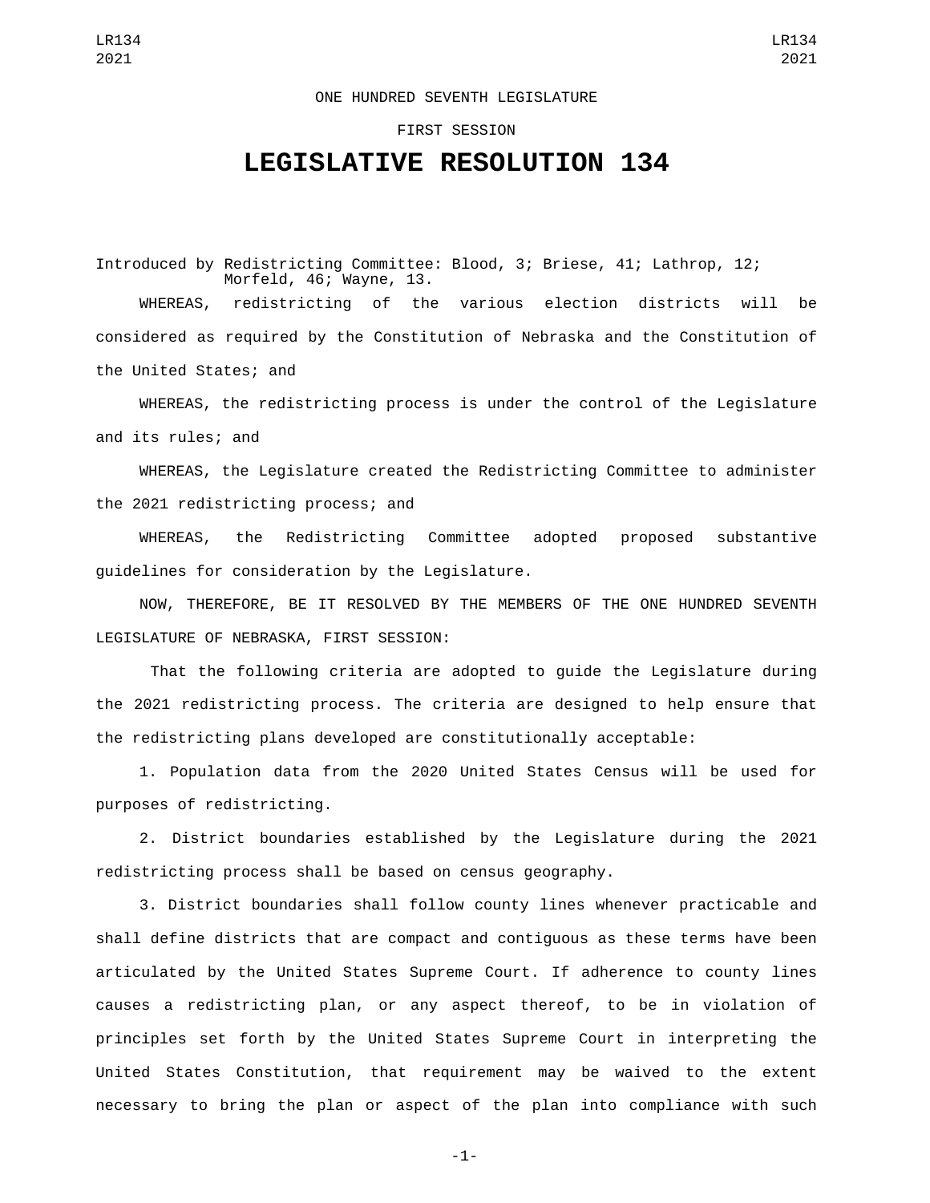ONE HUNDRED SEVENTH LEGISLATURE

FIRST SESSION

# LEGISLATIVE RESOLUTION 134

Introduced by Redistricting Committee: Blood, 3; Briese, 41; Lathrop, 12; Morfeld, 46; Wayne, 13.

WHEREAS, redistricting of the various election districts will be considered as required by the Constitution of Nebraska and the Constitution of the United States; and

WHEREAS, the redistricting process is under the control of the Legislature and its rules; and

WHEREAS, the Legislature created the Redistricting Committee to administer the 2021 redistricting process; and

WHEREAS, the Redistricting Committee adopted proposed substantive guidelines for consideration by the Legislature.

NOW, THEREFORE, BE IT RESOLVED BY THE MEMBERS OF THE ONE HUNDRED SEVENTH LEGISLATURE OF NEBRASKA, FIRST SESSION:

That the following criteria are adopted to guide the Legislature during the 2021 redistricting process. The criteria are designed to help ensure that the redistricting plans developed are constitutionally acceptable:

1. Population data from the 2020 United States Census will be used for purposes of redistricting.

2. District boundaries established by the Legislature during the 2021 redistricting process shall be based on census geography.

3. District boundaries shall follow county lines whenever practicable and shall define districts that are compact and contiguous as these terms have been articulated by the United States Supreme Court. If adherence to county lines causes a redistricting plan, or any aspect thereof, to be in violation of principles set forth by the United States Supreme Court in interpreting the United States Constitution, that requirement may be waived to the extent necessary to bring the plan or aspect of the plan into compliance with such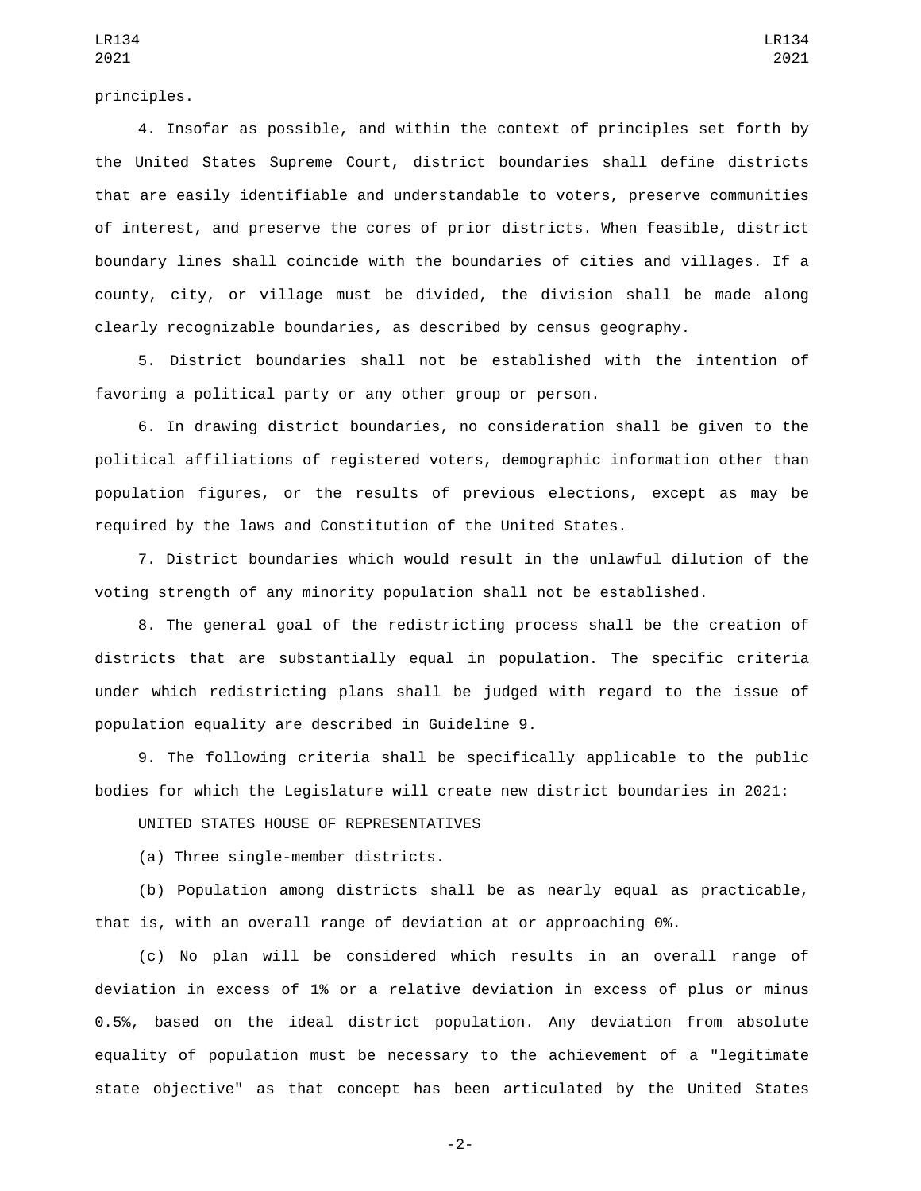principles.

4. Insofar as possible, and within the context of principles set forth by the United States Supreme Court, district boundaries shall define districts that are easily identifiable and understandable to voters, preserve communities of interest, and preserve the cores of prior districts. When feasible, district boundary lines shall coincide with the boundaries of cities and villages. If a county, city, or village must be divided, the division shall be made along clearly recognizable boundaries, as described by census geography.

5. District boundaries shall not be established with the intention of favoring a political party or any other group or person.

6. In drawing district boundaries, no consideration shall be given to the political affiliations of registered voters, demographic information other than population figures, or the results of previous elections, except as may be required by the laws and Constitution of the United States.

7. District boundaries which would result in the unlawful dilution of the voting strength of any minority population shall not be established.

8. The general goal of the redistricting process shall be the creation of districts that are substantially equal in population. The specific criteria under which redistricting plans shall be judged with regard to the issue of population equality are described in Guideline 9.

9. The following criteria shall be specifically applicable to the public bodies for which the Legislature will create new district boundaries in 2021:

UNITED STATES HOUSE OF REPRESENTATIVES

(a) Three single-member districts.

(b) Population among districts shall be as nearly equal as practicable, that is, with an overall range of deviation at or approaching 0%.

(c) No plan will be considered which results in an overall range of deviation in excess of 1% or a relative deviation in excess of plus or minus 0.5%, based on the ideal district population. Any deviation from absolute equality of population must be necessary to the achievement of a "legitimate state objective" as that concept has been articulated by the United States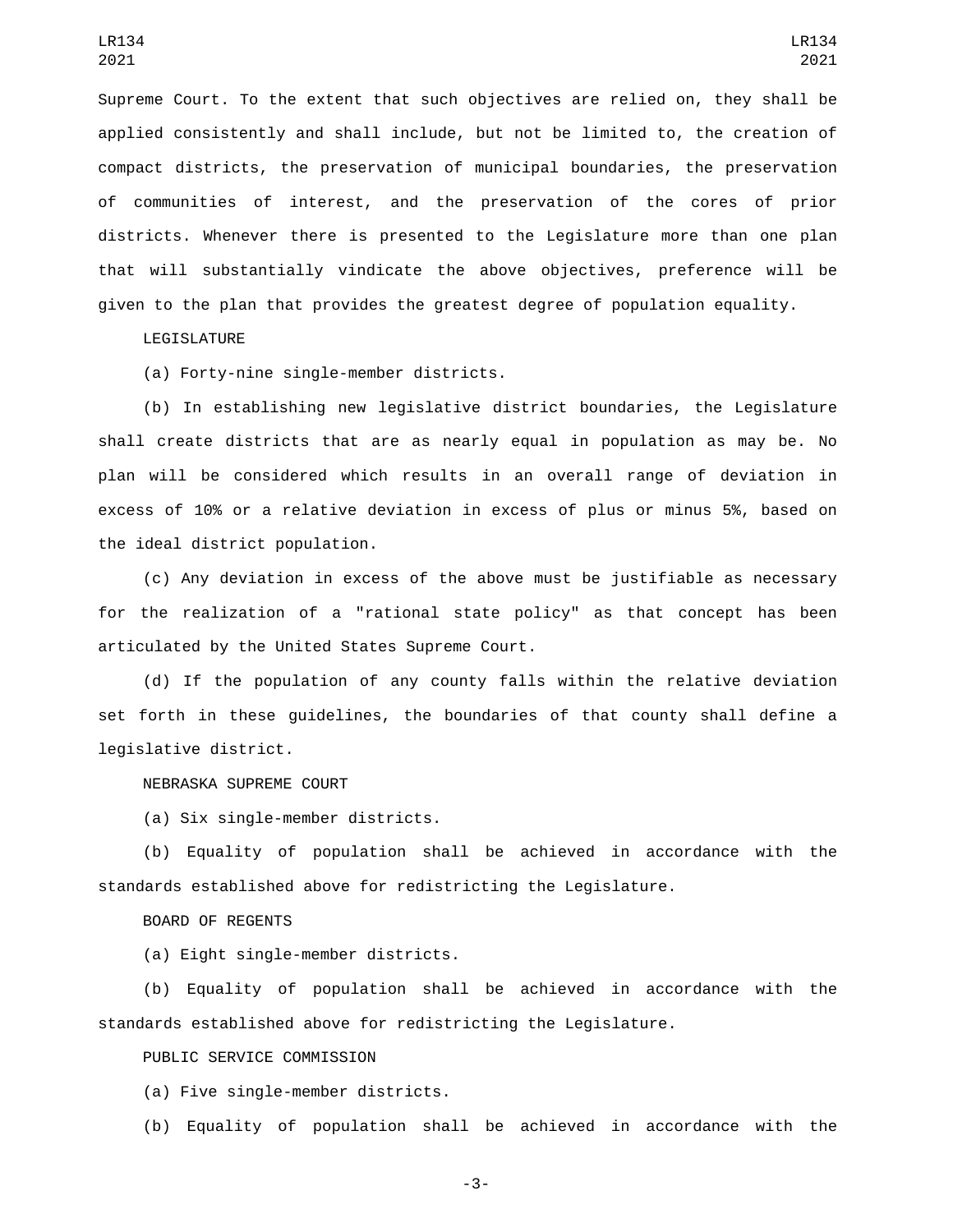Supreme Court. To the extent that such objectives are relied on, they shall be applied consistently and shall include, but not be limited to, the creation of compact districts, the preservation of municipal boundaries, the preservation of communities of interest, and the preservation of the cores of prior districts. Whenever there is presented to the Legislature more than one plan that will substantially vindicate the above objectives, preference will be given to the plan that provides the greatest degree of population equality.

LEGISLATURE

(a) Forty-nine single-member districts.

(b) In establishing new legislative district boundaries, the Legislature shall create districts that are as nearly equal in population as may be. No plan will be considered which results in an overall range of deviation in excess of 10% or a relative deviation in excess of plus or minus 5%, based on the ideal district population.

(c) Any deviation in excess of the above must be justifiable as necessary for the realization of a "rational state policy" as that concept has been articulated by the United States Supreme Court.

(d) If the population of any county falls within the relative deviation set forth in these guidelines, the boundaries of that county shall define a legislative district.

NEBRASKA SUPREME COURT

(a) Six single-member districts.

(b) Equality of population shall be achieved in accordance with the standards established above for redistricting the Legislature.

BOARD OF REGENTS

(a) Eight single-member districts.

(b) Equality of population shall be achieved in accordance with the standards established above for redistricting the Legislature.

PUBLIC SERVICE COMMISSION

(a) Five single-member districts.

(b) Equality of population shall be achieved in accordance with the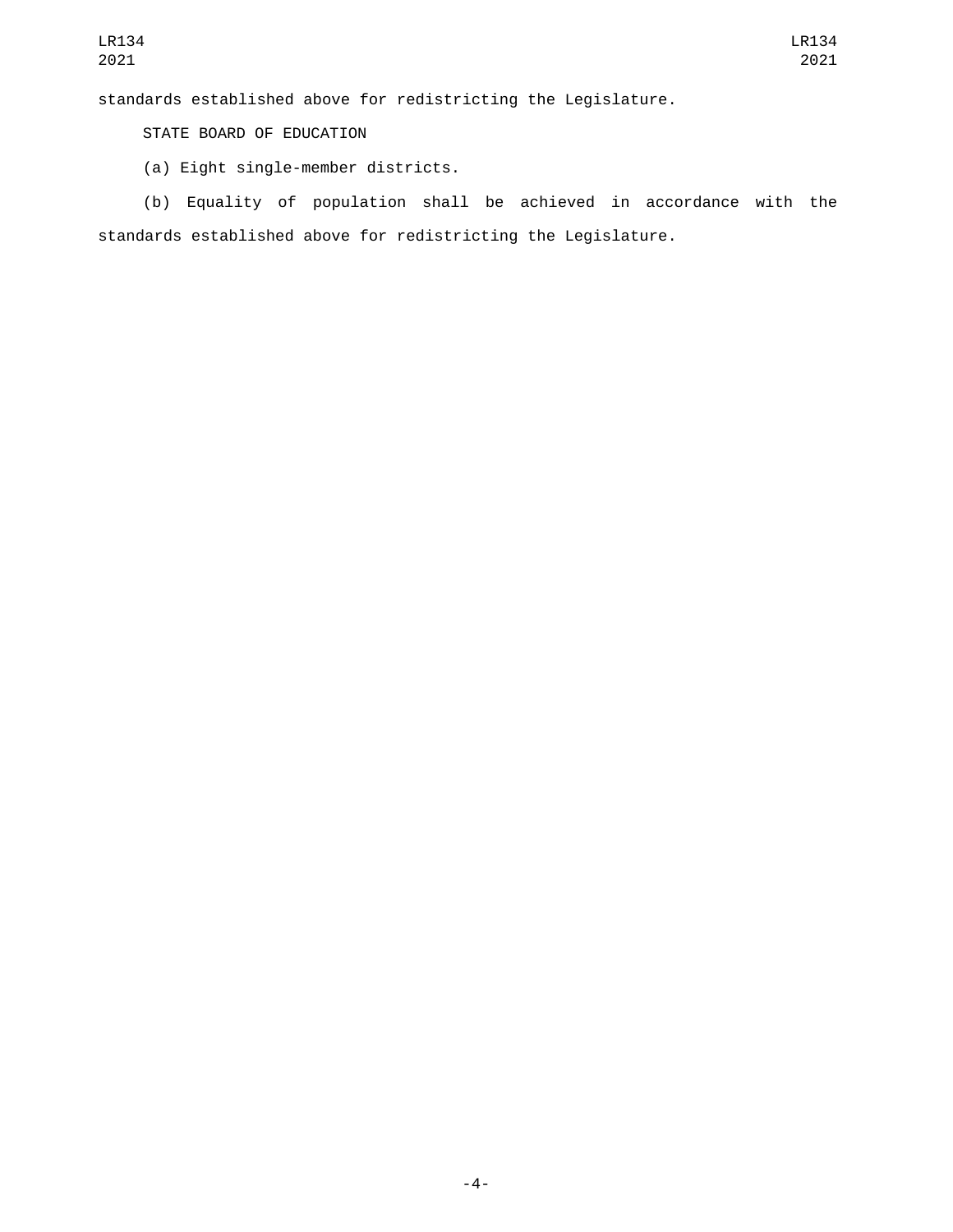standards established above for redistricting the Legislature.

STATE BOARD OF EDUCATION

(a) Eight single-member districts.

(b) Equality of population shall be achieved in accordance with the standards established above for redistricting the Legislature.